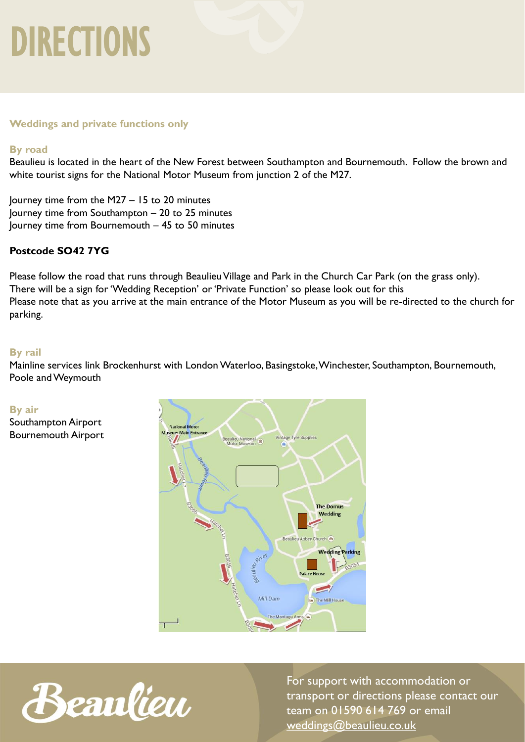# DIRECTIONS

**Weddings and private functions only**

**By road**

Beaulieu is located in the heart of the New Forest between Southampton and Bournemouth. Follow the brown and white tourist signs for the National Motor Museum from junction 2 of the M27.

Journey time from the M27 – 15 to 20 minutes
Journey time from Southampton – 20 to 25 minutes
Journey time from Bournemouth – 45 to 50 minutes

**Postcode SO42 7YG**

Please follow the road that runs through Beaulieu Village and Park in the Church Car Park (on the grass only).
There will be a sign for 'Wedding Reception' or 'Private Function' so please look out for this
Please note that as you arrive at the main entrance of the Motor Museum as you will be re-directed to the church for parking.

**By rail**

Mainline services link Brockenhurst with London Waterloo, Basingstoke, Winchester, Southampton, Bournemouth, Poole and Weymouth

**By air**

Southampton Airport
Bournemouth Airport

Beaulieu

For support with accommodation or transport or directions please contact our team on 01590 614 769 or email weddings@beaulieu.co.uk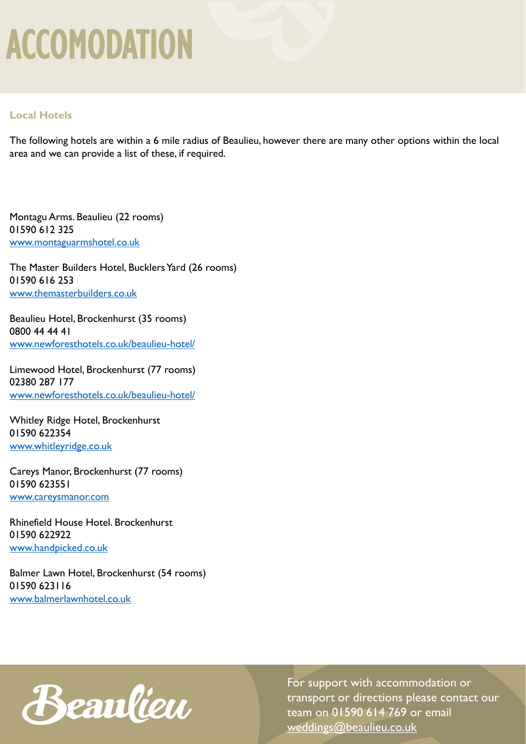# ACCOMODATION

## Local Hotels

The following hotels are within a 6 mile radius of Beaulieu, however there are many other options within the local area and we can provide a list of these, if required.

Montagu Arms. Beaulieu (22 rooms)
01590 612 325
www.montaguarmshotel.co.uk

The Master Builders Hotel, Bucklers Yard (26 rooms)
01590 616 253
www.themasterbuilders.co.uk

Beaulieu Hotel, Brockenhurst (35 rooms)
0800 44 44 41
www.newforesthotels.co.uk/beaulieu-hotel/

Limewood Hotel, Brockenhurst (77 rooms)
02380 287 177
www.newforesthotels.co.uk/beaulieu-hotel/

Whitley Ridge Hotel, Brockenhurst
01590 622354
www.whitleyridge.co.uk

Careys Manor, Brockenhurst (77 rooms)
01590 623551
www.careysmanor.com

Rhinefield House Hotel. Brockenhurst
01590 622922
www.handpicked.co.uk

Balmer Lawn Hotel, Brockenhurst (54 rooms)
01590 623116
www.balmerlawnhotel.co.uk

Beaulieu

For support with accommodation or transport or directions please contact our team on 01590 614 769 or email weddings@beaulieu.co.uk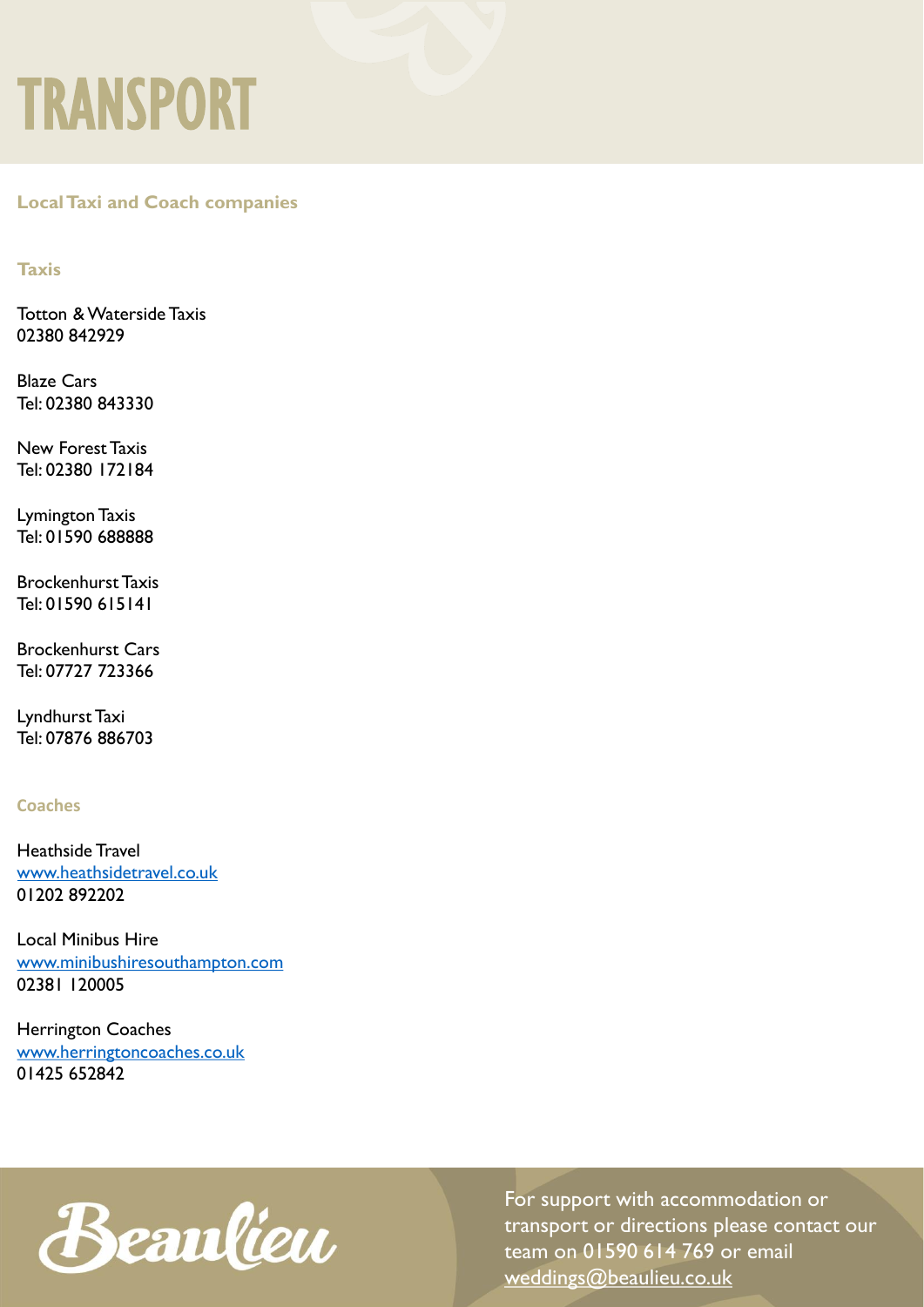# TRANSPORT

## Local Taxi and Coach companies

### Taxis

Totton & Waterside Taxis
02380 842929

Blaze Cars
Tel: 02380 843330

New Forest Taxis
Tel: 02380 172184

Lymington Taxis
Tel: 01590 688888

Brockenhurst Taxis
Tel: 01590 615141

Brockenhurst Cars
Tel: 07727 723366

Lyndhurst Taxi
Tel: 07876 886703

### Coaches

Heathside Travel
www.heathsidetravel.co.uk
01202 892202

Local Minibus Hire
www.minibushiresouthampton.com
02381 120005

Herrington Coaches
www.herringtoncoaches.co.uk
01425 652842

Beaulieu

For support with accommodation or transport or directions please contact our team on 01590 614 769 or email weddings@beaulieu.co.uk